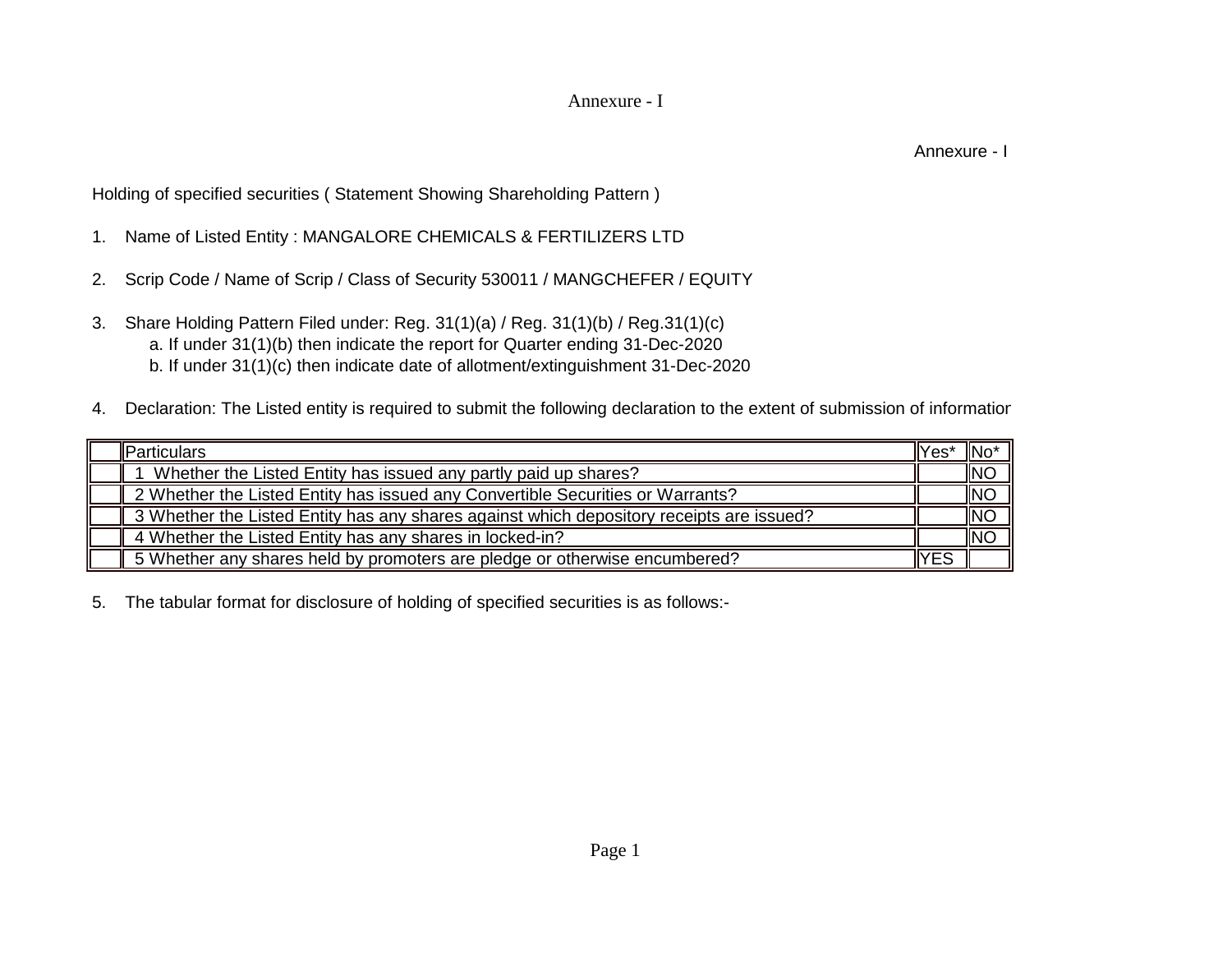Annexure - I

Annexure - I

Holding of specified securities ( Statement Showing Shareholding Pattern )

1. Name of Listed Entity : MANGALORE CHEMICALS & FERTILIZERS LTD

2. Scrip Code / Name of Scrip / Class of Security 530011 / MANGCHEFER / EQUITY

3. Share Holding Pattern Filed under: Reg. 31(1)(a) / Reg. 31(1)(b) / Reg.31(1)(c)
   a. If under 31(1)(b) then indicate the report for Quarter ending 31-Dec-2020
   b. If under 31(1)(c) then indicate date of allotment/extinguishment 31-Dec-2020

4. Declaration: The Listed entity is required to submit the following declaration to the extent of submission of informatior

| | Particulars | Yes* | No* |
|---|---|---|---|
| | 1 Whether the Listed Entity has issued any partly paid up shares? | | NO |
| | 2 Whether the Listed Entity has issued any Convertible Securities or Warrants? | | NO |
| | 3 Whether the Listed Entity has any shares against which depository receipts are issued? | | NO |
| | 4 Whether the Listed Entity has any shares in locked-in? | | NO |
| | 5 Whether any shares held by promoters are pledge or otherwise encumbered? | YES | |

5. The tabular format for disclosure of holding of specified securities is as follows:-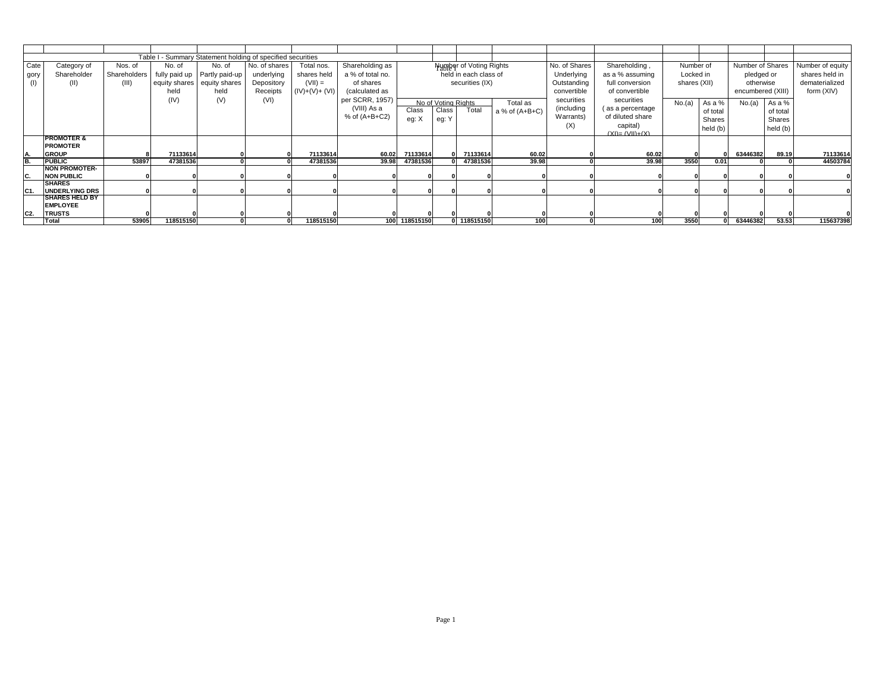Table I - Summary Statement holding of specified securities

| Category (I) | Category of Shareholder (II) | Nos. of Shareholders (III) | No. of fully paid up equity shares held (IV) | No. of Partly paid-up equity shares held (V) | No. of shares underlying Depository Receipts (VI) | Total nos. shares held (VII) = (IV)+(V)+ (VI) | Shareholding as a % of total no. of shares (calculated as per SCRR, 1957) (VIII) As a % of (A+B+C2) | Number of Voting Rights held in each class of securities (IX) | | | | No. of Shares Underlying Outstanding convertible securities (including Warrants) (X) | Shareholding , as a % assuming full conversion of convertible securities ( as a percentage of diluted share capital) (XI)= (VII)+(X) | Number of Locked in shares (XII) | | Number of Shares pledged or otherwise encumbered (XIII) | | Number of equity shares held in dematerialized form (XIV) |
|---|---|---|---|---|---|---|---|---|---|---|---|---|---|---|---|---|---|---|
| | | | | | | | | No of Voting Rights | | | Total as a % of (A+B+C) | | | No.(a) | As a % of total Shares held (b) | No.(a) | As a % of total Shares held (b) | |
| | | | | | | | | Class eg: X | Class eg: Y | Total | | | | | | | | |
| A. | PROMOTER & PROMOTER GROUP | 8 | 71133614 | 0 | 0 | 71133614 | 60.02 | 71133614 | 0 | 71133614 | 60.02 | 0 | 60.02 | 0 | 0 | 63446382 | 89.19 | 71133614 |
| B. | PUBLIC | 53897 | 47381536 | 0 | 0 | 47381536 | 39.98 | 47381536 | 0 | 47381536 | 39.98 | 0 | 39.98 | 3550 | 0.01 | 0 | 0 | 44503784 |
| C. | NON PROMOTER-NON PUBLIC | 0 | 0 | 0 | 0 | 0 | 0 | 0 | 0 | 0 | 0 | 0 | 0 | 0 | 0 | 0 | 0 | 0 |
| C1. | SHARES UNDERLYING DRS | 0 | 0 | 0 | 0 | 0 | 0 | 0 | 0 | 0 | 0 | 0 | 0 | 0 | 0 | 0 | 0 | 0 |
| C2. | SHARES HELD BY EMPLOYEE TRUSTS | 0 | 0 | 0 | 0 | 0 | 0 | 0 | 0 | 0 | 0 | 0 | 0 | 0 | 0 | 0 | 0 | 0 |
| | Total | 53905 | 118515150 | 0 | 0 | 118515150 | 100 | 118515150 | 0 | 118515150 | 100 | 0 | 100 | 3550 | 0 | 63446382 | 53.53 | 115637398 |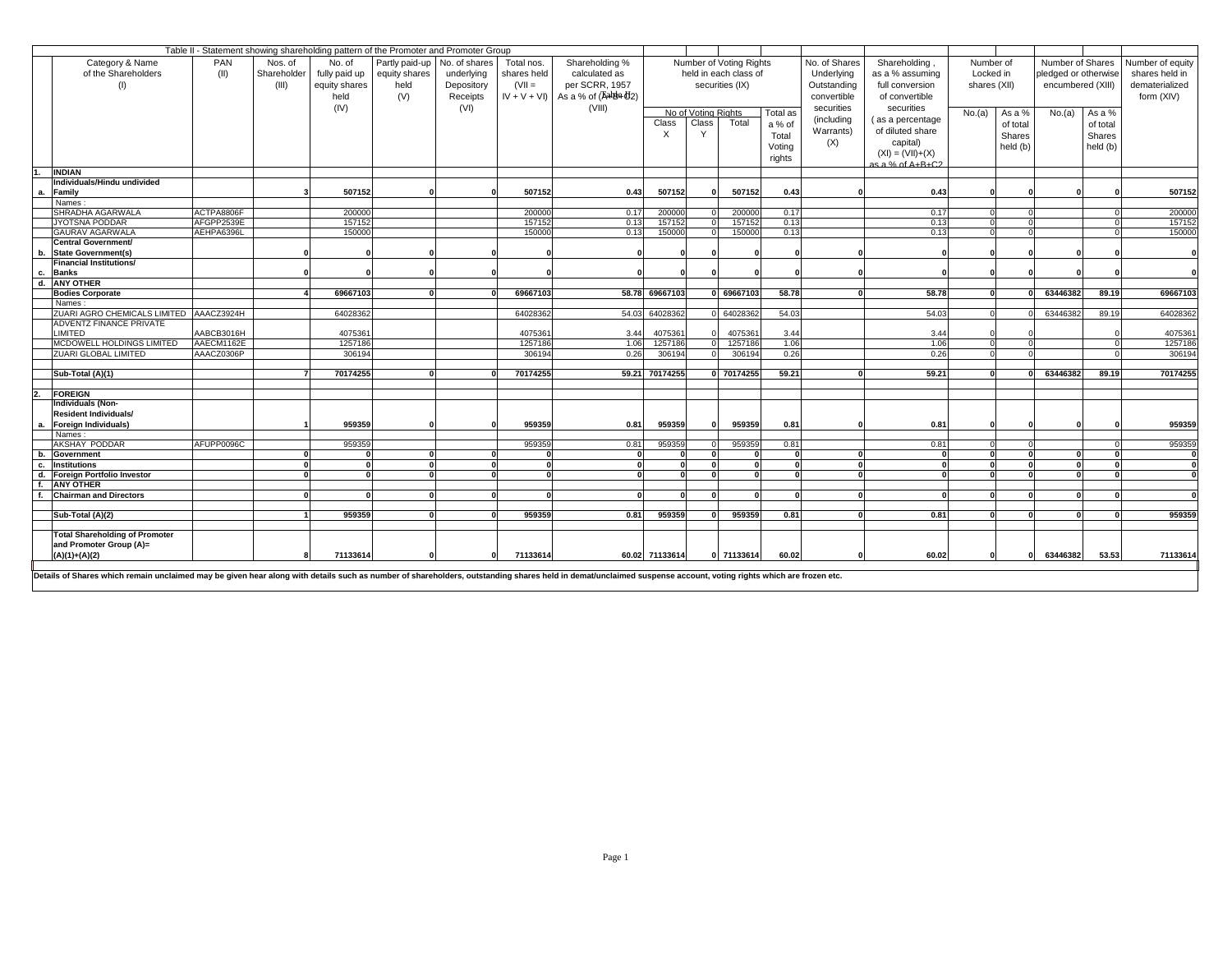Table II - Statement showing shareholding pattern of the Promoter and Promoter Group

| | Category & Name of the Shareholders (I) | PAN (II) | Nos. of Shareholder (III) | No. of fully paid up equity shares held (IV) | Partly paid-up equity shares held (V) | No. of shares underlying Depository Receipts (VI) | Total nos. shares held (VII = IV + V + VI) | Shareholding % calculated as per SCRR, 1957 As a % of (A+B+C2) (VIII) | Number of Voting Rights held in each class of securities (IX) | | | | No. of Shares Underlying Outstanding convertible securities (including Warrants) (X) | Shareholding , as a % assuming full conversion of convertible securities ( as a percentage of diluted share capital) (XI) = (VII)+(X) as a % of A+B+C2 | Number of Locked in shares (XII) | | Number of Shares pledged or otherwise encumbered (XIII) | | Number of equity shares held in dematerialized form (XIV) |
|---|---|---|---|---|---|---|---|---|---|---|---|---|---|---|---|---|---|---|---|
| | | | | | | | | | No of Voting Rights | | | Total as a % of Total Voting rights | | | No.(a) | As a % of total Shares held (b) | No.(a) | As a % of total Shares held (b) | |
| | | | | | | | | | Class X | Class Y | Total | | | | | | | | |
| 1. | **INDIAN** | | | | | | | | | | | | | | | | | | |
| a. | **Individuals/Hindu undivided Family** | | **3** | **507152** | **0** | **0** | **507152** | **0.43** | **507152** | **0** | **507152** | **0.43** | **0** | **0.43** | **0** | **0** | **0** | **0** | **507152** |
| | Names : | | | | | | | | | | | | | | | | | | |
| | SHRADHA AGARWALA | ACTPA8806F | | 200000 | | | 200000 | 0.17 | 200000 | 0 | 200000 | 0.17 | | 0.17 | 0 | 0 | | 0 | 200000 |
| | JYOTSNA PODDAR | AFGPP2539E | | 157152 | | | 157152 | 0.13 | 157152 | 0 | 157152 | 0.13 | | 0.13 | 0 | 0 | | 0 | 157152 |
| | GAURAV AGARWALA | AEHPA6396L | | 150000 | | | 150000 | 0.13 | 150000 | 0 | 150000 | 0.13 | | 0.13 | 0 | 0 | | 0 | 150000 |
| b. | **Central Government/ State Government(s)** | | **0** | **0** | **0** | **0** | **0** | **0** | **0** | **0** | **0** | **0** | **0** | **0** | **0** | **0** | **0** | **0** | **0** |
| c. | **Financial Institutions/ Banks** | | **0** | **0** | **0** | **0** | **0** | **0** | **0** | **0** | **0** | **0** | **0** | **0** | **0** | **0** | **0** | **0** | **0** |
| d. | **ANY OTHER** | | | | | | | | | | | | | | | | | | |
| | **Bodies Corporate** | | **4** | **69667103** | **0** | **0** | **69667103** | **58.78** | **69667103** | **0** | **69667103** | **58.78** | **0** | **58.78** | **0** | **0** | **63446382** | **89.19** | **69667103** |
| | Names : | | | | | | | | | | | | | | | | | | |
| | ZUARI AGRO CHEMICALS LIMITED | AAACZ3924H | | 64028362 | | | 64028362 | 54.03 | 64028362 | 0 | 64028362 | 54.03 | | 54.03 | 0 | 0 | 63446382 | 89.19 | 64028362 |
| | ADVENTZ FINANCE PRIVATE LIMITED | AABCB3016H | | 4075361 | | | 4075361 | 3.44 | 4075361 | 0 | 4075361 | 3.44 | | 3.44 | 0 | 0 | | 0 | 4075361 |
| | MCDOWELL HOLDINGS LIMITED | AAECM1162E | | 1257186 | | | 1257186 | 1.06 | 1257186 | 0 | 1257186 | 1.06 | | 1.06 | 0 | 0 | | 0 | 1257186 |
| | ZUARI GLOBAL LIMITED | AAACZ0306P | | 306194 | | | 306194 | 0.26 | 306194 | 0 | 306194 | 0.26 | | 0.26 | 0 | 0 | | 0 | 306194 |
| | **Sub-Total (A)(1)** | | **7** | **70174255** | **0** | **0** | **70174255** | **59.21** | **70174255** | **0** | **70174255** | **59.21** | **0** | **59.21** | **0** | **0** | **63446382** | **89.19** | **70174255** |
| 2. | **FOREIGN** | | | | | | | | | | | | | | | | | | |
| a. | **Individuals (Non-Resident Individuals/ Foreign Individuals)** | | **1** | **959359** | **0** | **0** | **959359** | **0.81** | **959359** | **0** | **959359** | **0.81** | **0** | **0.81** | **0** | **0** | **0** | **0** | **959359** |
| | Names : | | | | | | | | | | | | | | | | | | |
| | AKSHAY PODDAR | AFUPP0096C | | 959359 | | | 959359 | 0.81 | 959359 | 0 | 959359 | 0.81 | | 0.81 | 0 | 0 | | 0 | 959359 |
| b. | **Government** | | **0** | **0** | **0** | **0** | **0** | **0** | **0** | **0** | **0** | **0** | **0** | **0** | **0** | **0** | **0** | **0** | **0** |
| c. | **Institutions** | | **0** | **0** | **0** | **0** | **0** | **0** | **0** | **0** | **0** | **0** | **0** | **0** | **0** | **0** | **0** | **0** | **0** |
| d. | **Foreign Portfolio Investor** | | **0** | **0** | **0** | **0** | **0** | **0** | **0** | **0** | **0** | **0** | **0** | **0** | **0** | **0** | **0** | **0** | **0** |
| f. | **ANY OTHER** | | | | | | | | | | | | | | | | | | |
| f. | **Chairman and Directors** | | **0** | **0** | **0** | **0** | **0** | **0** | **0** | **0** | **0** | **0** | **0** | **0** | **0** | **0** | **0** | **0** | **0** |
| | **Sub-Total (A)(2)** | | **1** | **959359** | **0** | **0** | **959359** | **0.81** | **959359** | **0** | **959359** | **0.81** | **0** | **0.81** | **0** | **0** | **0** | **0** | **959359** |
| | **Total Shareholding of Promoter and Promoter Group (A)= (A)(1)+(A)(2)** | | **8** | **71133614** | **0** | **0** | **71133614** | **60.02** | **71133614** | **0** | **71133614** | **60.02** | **0** | **60.02** | **0** | **0** | **63446382** | **53.53** | **71133614** |

**Details of Shares which remain unclaimed may be given hear along with details such as number of shareholders, outstanding shares held in demat/unclaimed suspense account, voting rights which are frozen etc.**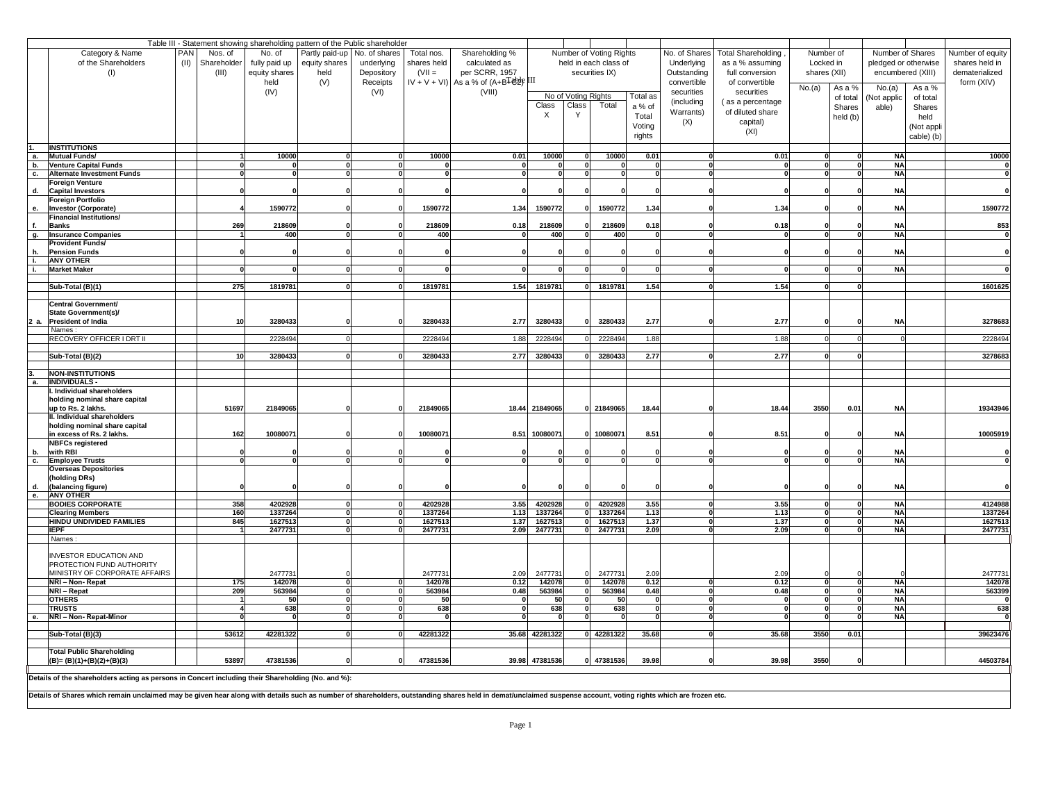Table III - Statement showing shareholding pattern of the Public shareholder

| | Category & Name of the Shareholders (I) | PAN (II) | Nos. of Shareholder (III) | No. of fully paid up equity shares held (IV) | Partly paid-up equity shares held (V) | No. of shares underlying Depository Receipts (VI) | Total nos. shares held (VII = IV + V + VI) | Shareholding % calculated as per SCRR, 1957 As a % of (A+B+C2) (VIII) | Number of Voting Rights held in each class of securities IX) | | | | No. of Shares Underlying Outstanding convertible securities (including Warrants) (X) | Total Shareholding , as a % assuming full conversion of convertible securities ( as a percentage of diluted share capital) (XI) | Number of Locked in shares (XII) | | Number of Shares pledged or otherwise encumbered (XIII) | | Number of equity shares held in dematerialized form (XIV) |
|---|---|---|---|---|---|---|---|---|---|---|---|---|---|---|---|---|---|---|---|
| | | | | | | | | | No of Voting Rights | | | Total as a % of Total Voting rights | | | No.(a) | As a % of total Shares held (b) | No.(a) (Not applicable) | As a % of total Shares held (Not applicable) (b) | |
| | | | | | | | | | Class X | Class Y | Total | | | | | | | | |
| 1. | INSTITUTIONS | | | | | | | | | | | | | | | | | | |
| a. | Mutual Funds/ | | 1 | 10000 | 0 | 0 | 10000 | 0.01 | 10000 | 0 | 10000 | 0.01 | 0 | 0.01 | 0 | 0 | NA | | 10000 |
| b. | Venture Capital Funds | | 0 | 0 | 0 | 0 | 0 | 0 | 0 | 0 | 0 | 0 | 0 | 0 | 0 | 0 | NA | | 0 |
| c. | Alternate Investment Funds | | 0 | 0 | 0 | 0 | 0 | 0 | 0 | 0 | 0 | 0 | 0 | 0 | 0 | 0 | NA | | 0 |
| d. | Foreign Venture Capital Investors | | 0 | 0 | 0 | 0 | 0 | 0 | 0 | 0 | 0 | 0 | 0 | 0 | 0 | 0 | NA | | 0 |
| e. | Foreign Portfolio Investor (Corporate) | | 4 | 1590772 | 0 | 0 | 1590772 | 1.34 | 1590772 | 0 | 1590772 | 1.34 | 0 | 1.34 | 0 | 0 | NA | | 1590772 |
| f. | Financial Institutions/ Banks | | 269 | 218609 | 0 | 0 | 218609 | 0.18 | 218609 | 0 | 218609 | 0.18 | 0 | 0.18 | 0 | 0 | NA | | 853 |
| g. | Insurance Companies | | 1 | 400 | 0 | 0 | 400 | 0 | 400 | 0 | 400 | 0 | 0 | 0 | 0 | 0 | NA | | 0 |
| h. | Provident Funds/ Pension Funds | | 0 | 0 | 0 | 0 | 0 | 0 | 0 | 0 | 0 | 0 | 0 | 0 | 0 | 0 | NA | | 0 |
| i. | ANY OTHER | | | | | | | | | | | | | | | | | | |
| i. | Market Maker | | 0 | 0 | 0 | 0 | 0 | 0 | 0 | 0 | 0 | 0 | 0 | 0 | 0 | 0 | NA | | 0 |
| | Sub-Total (B)(1) | | 275 | 1819781 | 0 | 0 | 1819781 | 1.54 | 1819781 | 0 | 1819781 | 1.54 | 0 | 1.54 | 0 | 0 | | | 1601625 |
| 2 a. | Central Government/ State Government(s)/ President of India | | 10 | 3280433 | 0 | 0 | 3280433 | 2.77 | 3280433 | 0 | 3280433 | 2.77 | 0 | 2.77 | 0 | 0 | NA | | 3278683 |
| | Names : | | | | | | | | | | | | | | | | | | |
| | RECOVERY OFFICER I DRT II | | | 2228494 | 0 | | 2228494 | 1.88 | 2228494 | 0 | 2228494 | 1.88 | | 1.88 | 0 | 0 | 0 | | 2228494 |
| | Sub-Total (B)(2) | | 10 | 3280433 | 0 | 0 | 3280433 | 2.77 | 3280433 | 0 | 3280433 | 2.77 | 0 | 2.77 | 0 | 0 | | | 3278683 |
| 3. | NON-INSTITUTIONS | | | | | | | | | | | | | | | | | | |
| a. | INDIVIDUALS - | | | | | | | | | | | | | | | | | | |
| | I. Individual shareholders holding nominal share capital up to Rs. 2 lakhs. | | 51697 | 21849065 | 0 | 0 | 21849065 | 18.44 | 21849065 | 0 | 21849065 | 18.44 | 0 | 18.44 | 3550 | 0.01 | NA | | 19343946 |
| | II. Individual shareholders holding nominal share capital in excess of Rs. 2 lakhs. | | 162 | 10080071 | 0 | 0 | 10080071 | 8.51 | 10080071 | 0 | 10080071 | 8.51 | 0 | 8.51 | 0 | 0 | NA | | 10005919 |
| b. | NBFCs registered with RBI | | 0 | 0 | 0 | 0 | 0 | 0 | 0 | 0 | 0 | 0 | 0 | 0 | 0 | 0 | NA | | 0 |
| c. | Employee Trusts | | 0 | 0 | 0 | 0 | 0 | 0 | 0 | 0 | 0 | 0 | 0 | 0 | 0 | 0 | NA | | 0 |
| d. | Overseas Depositories (holding DRs) (balancing figure) | | 0 | 0 | 0 | 0 | 0 | 0 | 0 | 0 | 0 | 0 | 0 | 0 | 0 | 0 | NA | | 0 |
| e. | ANY OTHER | | | | | | | | | | | | | | | | | | |
| | BODIES CORPORATE | | 358 | 4202928 | 0 | 0 | 4202928 | 3.55 | 4202928 | 0 | 4202928 | 3.55 | 0 | 3.55 | 0 | 0 | NA | | 4124988 |
| | Clearing Members | | 160 | 1337264 | 0 | 0 | 1337264 | 1.13 | 1337264 | 0 | 1337264 | 1.13 | 0 | 1.13 | 0 | 0 | NA | | 1337264 |
| | HINDU UNDIVIDED FAMILIES | | 845 | 1627513 | 0 | 0 | 1627513 | 1.37 | 1627513 | 0 | 1627513 | 1.37 | 0 | 1.37 | 0 | 0 | NA | | 1627513 |
| | IEPF | | 1 | 2477731 | 0 | 0 | 2477731 | 2.09 | 2477731 | 0 | 2477731 | 2.09 | 0 | 2.09 | 0 | 0 | NA | | 2477731 |
| | Names : | | | | | | | | | | | | | | | | | | |
| | INVESTOR EDUCATION AND PROTECTION FUND AUTHORITY MINISTRY OF CORPORATE AFFAIRS | | | 2477731 | 0 | | 2477731 | 2.09 | 2477731 | 0 | 2477731 | 2.09 | | 2.09 | 0 | 0 | 0 | | 2477731 |
| | NRI – Non- Repat | | 175 | 142078 | 0 | 0 | 142078 | 0.12 | 142078 | 0 | 142078 | 0.12 | 0 | 0.12 | 0 | 0 | NA | | 142078 |
| | NRI – Repat | | 209 | 563984 | 0 | 0 | 563984 | 0.48 | 563984 | 0 | 563984 | 0.48 | 0 | 0.48 | 0 | 0 | NA | | 563399 |
| | OTHERS | | 1 | 50 | 0 | 0 | 50 | 0 | 50 | 0 | 50 | 0 | 0 | 0 | 0 | 0 | NA | | 0 |
| | TRUSTS | | 4 | 638 | 0 | 0 | 638 | 0 | 638 | 0 | 638 | 0 | 0 | 0 | 0 | 0 | NA | | 638 |
| e. | NRI – Non- Repat-Minor | | 0 | 0 | 0 | 0 | 0 | 0 | 0 | 0 | 0 | 0 | 0 | 0 | 0 | 0 | NA | | 0 |
| | Sub-Total (B)(3) | | 53612 | 42281322 | 0 | 0 | 42281322 | 35.68 | 42281322 | 0 | 42281322 | 35.68 | 0 | 35.68 | 3550 | 0.01 | | | 39623476 |
| | Total Public Shareholding (B)= (B)(1)+(B)(2)+(B)(3) | | 53897 | 47381536 | 0 | 0 | 47381536 | 39.98 | 47381536 | 0 | 47381536 | 39.98 | 0 | 39.98 | 3550 | 0 | | | 44503784 |

Details of the shareholders acting as persons in Concert including their Shareholding (No. and %):

Details of Shares which remain unclaimed may be given hear along with details such as number of shareholders, outstanding shares held in demat/unclaimed suspense account, voting rights which are frozen etc.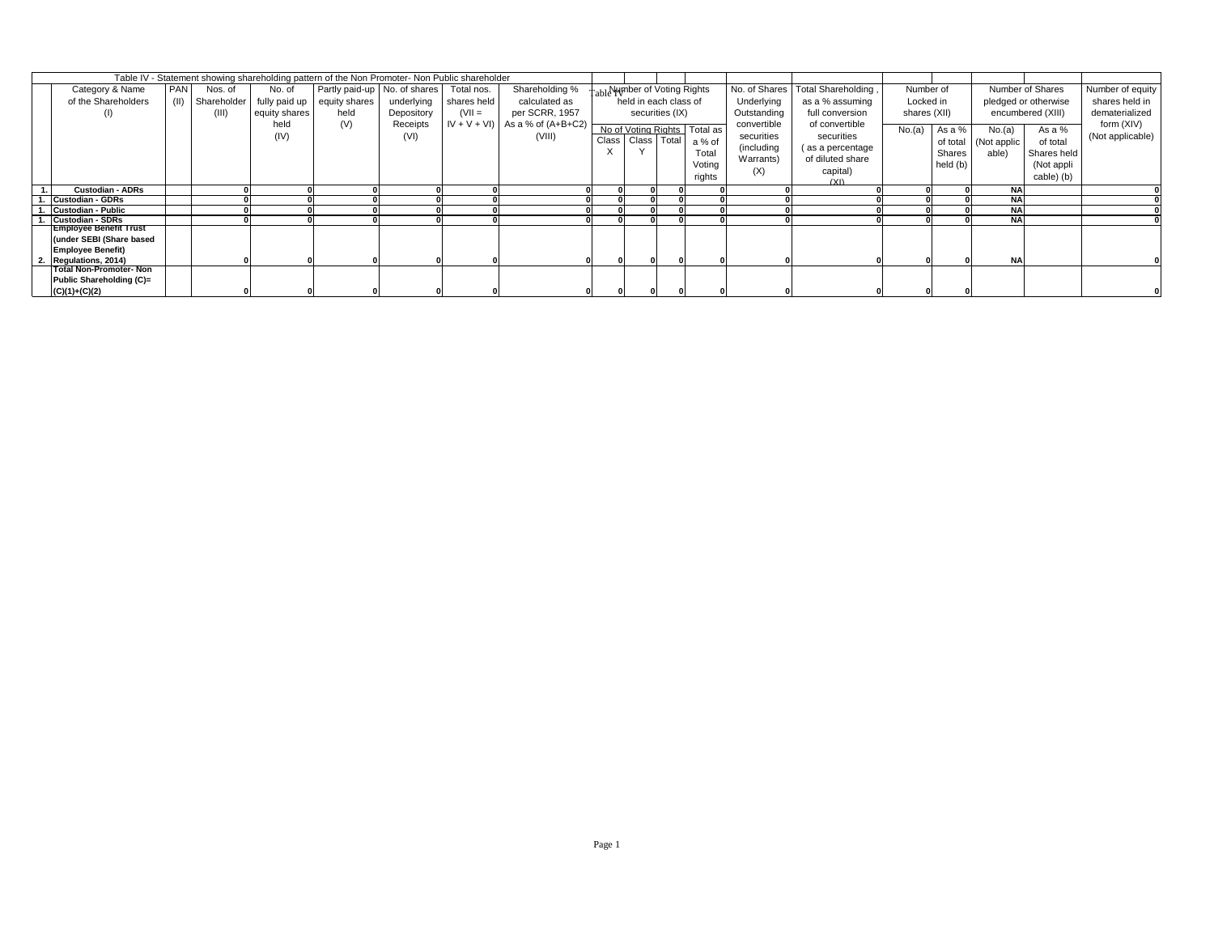| | Table IV - Statement showing shareholding pattern of the Non Promoter- Non Public shareholder | | | | | | | | | | | | | | | | | | | |
|---|---|---|---|---|---|---|---|---|---|---|---|---|---|---|---|---|---|---|---|---|
| | Category & Name of the Shareholders (I) | PAN (II) | Nos. of Shareholder (III) | No. of fully paid up equity shares held (IV) | Partly paid-up equity shares held (V) | No. of shares underlying Depository Receipts (VI) | Total nos. shares held (VII = IV + V + VI) | Shareholding % calculated as per SCRR, 1957 As a % of (A+B+C2) (VIII) | Number of Voting Rights held in each class of securities (IX) | | | | No. of Shares Underlying Outstanding convertible securities (including Warrants) (X) | Total Shareholding , as a % assuming full conversion of convertible securities ( as a percentage of diluted share capital) (XI) | Number of Locked in shares (XII) | | Number of Shares pledged or otherwise encumbered (XIII) | | Number of equity shares held in dematerialized form (XIV) (Not applicable) |
| | | | | | | | | | No of Voting Rights | | | Total as a % of Total Voting rights | | | No.(a) | As a % of total Shares held (b) | No.(a) (Not applicable) | As a % of total Shares held (Not applicable) (b) | |
| | | | | | | | | | Class X | Class Y | Total | | | | | | | | |
| 1. | Custodian - ADRs | | 0 | 0 | 0 | 0 | 0 | 0 | 0 | 0 | 0 | 0 | 0 | 0 | 0 | 0 | NA | | 0 |
| 1. | Custodian - GDRs | | 0 | 0 | 0 | 0 | 0 | 0 | 0 | 0 | 0 | 0 | 0 | 0 | 0 | 0 | NA | | 0 |
| 1. | Custodian - Public | | 0 | 0 | 0 | 0 | 0 | 0 | 0 | 0 | 0 | 0 | 0 | 0 | 0 | 0 | NA | | 0 |
| 1. | Custodian - SDRs | | 0 | 0 | 0 | 0 | 0 | 0 | 0 | 0 | 0 | 0 | 0 | 0 | 0 | 0 | NA | | 0 |
| 2. | Employee Benefit Trust (under SEBI (Share based Employee Benefit) Regulations, 2014) | | 0 | 0 | 0 | 0 | 0 | 0 | 0 | 0 | 0 | 0 | 0 | 0 | 0 | 0 | NA | | 0 |
| | Total Non-Promoter- Non Public Shareholding (C)= (C)(1)+(C)(2) | | 0 | 0 | 0 | 0 | 0 | 0 | 0 | 0 | 0 | 0 | 0 | 0 | 0 | 0 | | | 0 |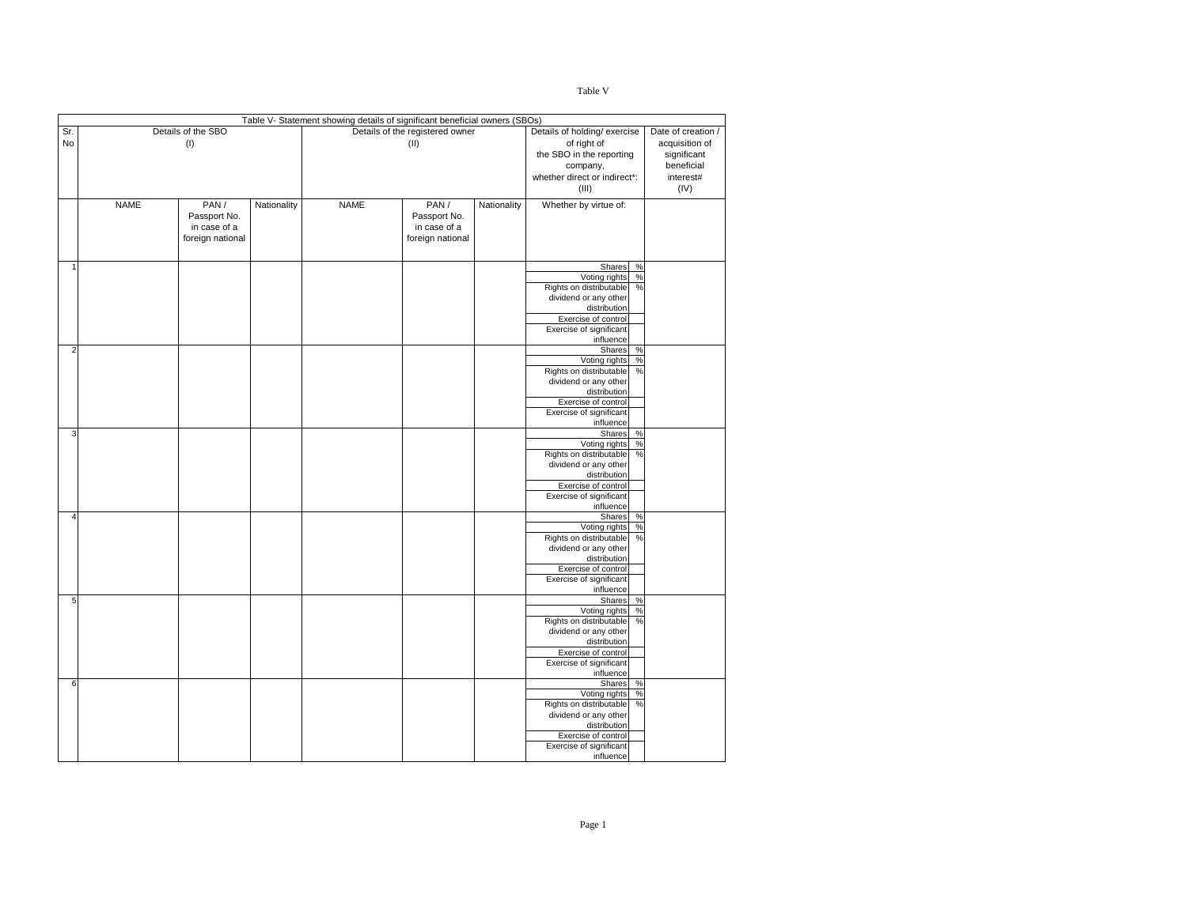Table V

| Table V- Statement showing details of significant beneficial owners (SBOs) | | | | | | | | | |
|---|---|---|---|---|---|---|---|---|---|
| Sr. No | Details of the SBO (I) | | | Details of the registered owner (II) | | | Details of holding/ exercise of right of the SBO in the reporting company, whether direct or indirect*: (III) | | Date of creation / acquisition of significant beneficial interest# (IV) |
| | NAME | PAN / Passport No. in case of a foreign national | Nationality | NAME | PAN / Passport No. in case of a foreign national | Nationality | Whether by virtue of: | | |
| 1 | | | | | | | Shares | % | |
| | | | | | | | Voting rights | % | |
| | | | | | | | Rights on distributable dividend or any other distribution | % | |
| | | | | | | | Exercise of control | | |
| | | | | | | | Exercise of significant influence | | |
| 2 | | | | | | | Shares | % | |
| | | | | | | | Voting rights | % | |
| | | | | | | | Rights on distributable dividend or any other distribution | % | |
| | | | | | | | Exercise of control | | |
| | | | | | | | Exercise of significant influence | | |
| 3 | | | | | | | Shares | % | |
| | | | | | | | Voting rights | % | |
| | | | | | | | Rights on distributable dividend or any other distribution | % | |
| | | | | | | | Exercise of control | | |
| | | | | | | | Exercise of significant influence | | |
| 4 | | | | | | | Shares | % | |
| | | | | | | | Voting rights | % | |
| | | | | | | | Rights on distributable dividend or any other distribution | % | |
| | | | | | | | Exercise of control | | |
| | | | | | | | Exercise of significant influence | | |
| 5 | | | | | | | Shares | % | |
| | | | | | | | Voting rights | % | |
| | | | | | | | Rights on distributable dividend or any other distribution | % | |
| | | | | | | | Exercise of control | | |
| | | | | | | | Exercise of significant influence | | |
| 6 | | | | | | | Shares | % | |
| | | | | | | | Voting rights | % | |
| | | | | | | | Rights on distributable dividend or any other distribution | % | |
| | | | | | | | Exercise of control | | |
| | | | | | | | Exercise of significant influence | | |